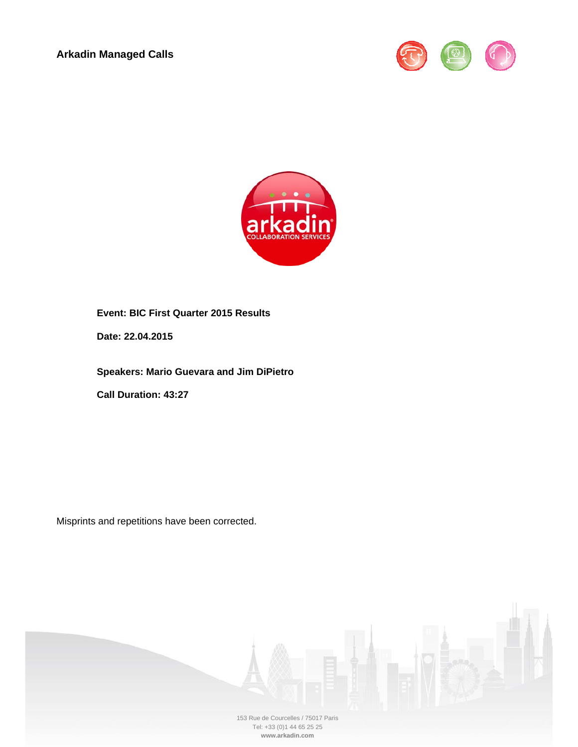**Arkadin Managed Calls**

**Event: BIC First Quarter 2015 Results**

**Date: 22.04.2015**

**Speakers: Mario Guevara and Jim DiPietro**

**Call Duration: 43:27**

Misprints and repetitions have been corrected.

153 Rue de Courcelles / 75017 Paris
Tel: +33 (0)1 44 65 25 25
**www.arkadin.com**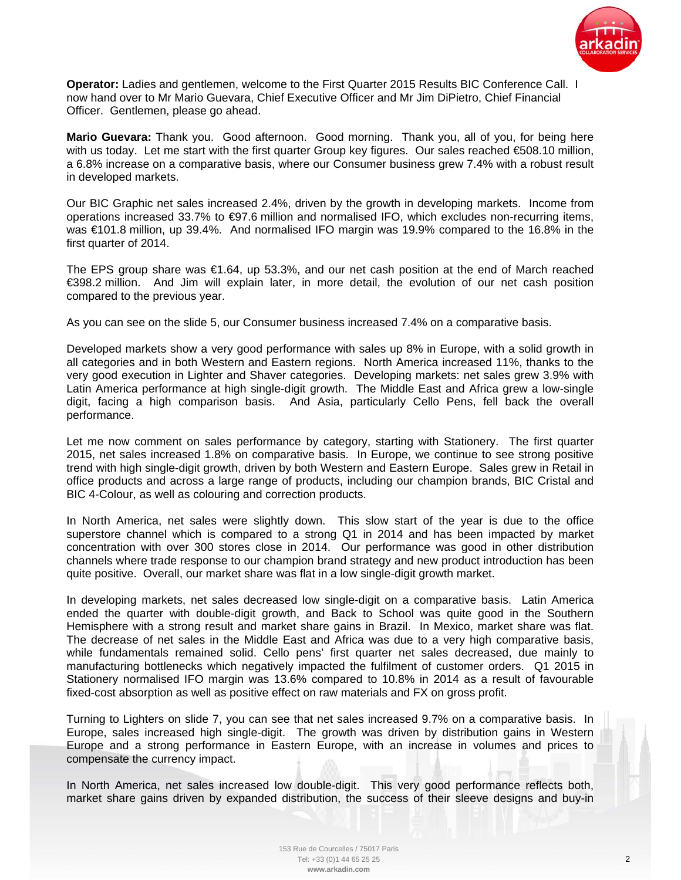**Operator:** Ladies and gentlemen, welcome to the First Quarter 2015 Results BIC Conference Call. I now hand over to Mr Mario Guevara, Chief Executive Officer and Mr Jim DiPietro, Chief Financial Officer. Gentlemen, please go ahead.

**Mario Guevara:** Thank you. Good afternoon. Good morning. Thank you, all of you, for being here with us today. Let me start with the first quarter Group key figures. Our sales reached €508.10 million, a 6.8% increase on a comparative basis, where our Consumer business grew 7.4% with a robust result in developed markets.

Our BIC Graphic net sales increased 2.4%, driven by the growth in developing markets. Income from operations increased 33.7% to €97.6 million and normalised IFO, which excludes non-recurring items, was €101.8 million, up 39.4%. And normalised IFO margin was 19.9% compared to the 16.8% in the first quarter of 2014.

The EPS group share was €1.64, up 53.3%, and our net cash position at the end of March reached €398.2 million. And Jim will explain later, in more detail, the evolution of our net cash position compared to the previous year.

As you can see on the slide 5, our Consumer business increased 7.4% on a comparative basis.

Developed markets show a very good performance with sales up 8% in Europe, with a solid growth in all categories and in both Western and Eastern regions. North America increased 11%, thanks to the very good execution in Lighter and Shaver categories. Developing markets: net sales grew 3.9% with Latin America performance at high single-digit growth. The Middle East and Africa grew a low-single digit, facing a high comparison basis. And Asia, particularly Cello Pens, fell back the overall performance.

Let me now comment on sales performance by category, starting with Stationery. The first quarter 2015, net sales increased 1.8% on comparative basis. In Europe, we continue to see strong positive trend with high single-digit growth, driven by both Western and Eastern Europe. Sales grew in Retail in office products and across a large range of products, including our champion brands, BIC Cristal and BIC 4-Colour, as well as colouring and correction products.

In North America, net sales were slightly down. This slow start of the year is due to the office superstore channel which is compared to a strong Q1 in 2014 and has been impacted by market concentration with over 300 stores close in 2014. Our performance was good in other distribution channels where trade response to our champion brand strategy and new product introduction has been quite positive. Overall, our market share was flat in a low single-digit growth market.

In developing markets, net sales decreased low single-digit on a comparative basis. Latin America ended the quarter with double-digit growth, and Back to School was quite good in the Southern Hemisphere with a strong result and market share gains in Brazil. In Mexico, market share was flat. The decrease of net sales in the Middle East and Africa was due to a very high comparative basis, while fundamentals remained solid. Cello pens' first quarter net sales decreased, due mainly to manufacturing bottlenecks which negatively impacted the fulfilment of customer orders. Q1 2015 in Stationery normalised IFO margin was 13.6% compared to 10.8% in 2014 as a result of favourable fixed-cost absorption as well as positive effect on raw materials and FX on gross profit.

Turning to Lighters on slide 7, you can see that net sales increased 9.7% on a comparative basis. In Europe, sales increased high single-digit. The growth was driven by distribution gains in Western Europe and a strong performance in Eastern Europe, with an increase in volumes and prices to compensate the currency impact.

In North America, net sales increased low double-digit. This very good performance reflects both, market share gains driven by expanded distribution, the success of their sleeve designs and buy-in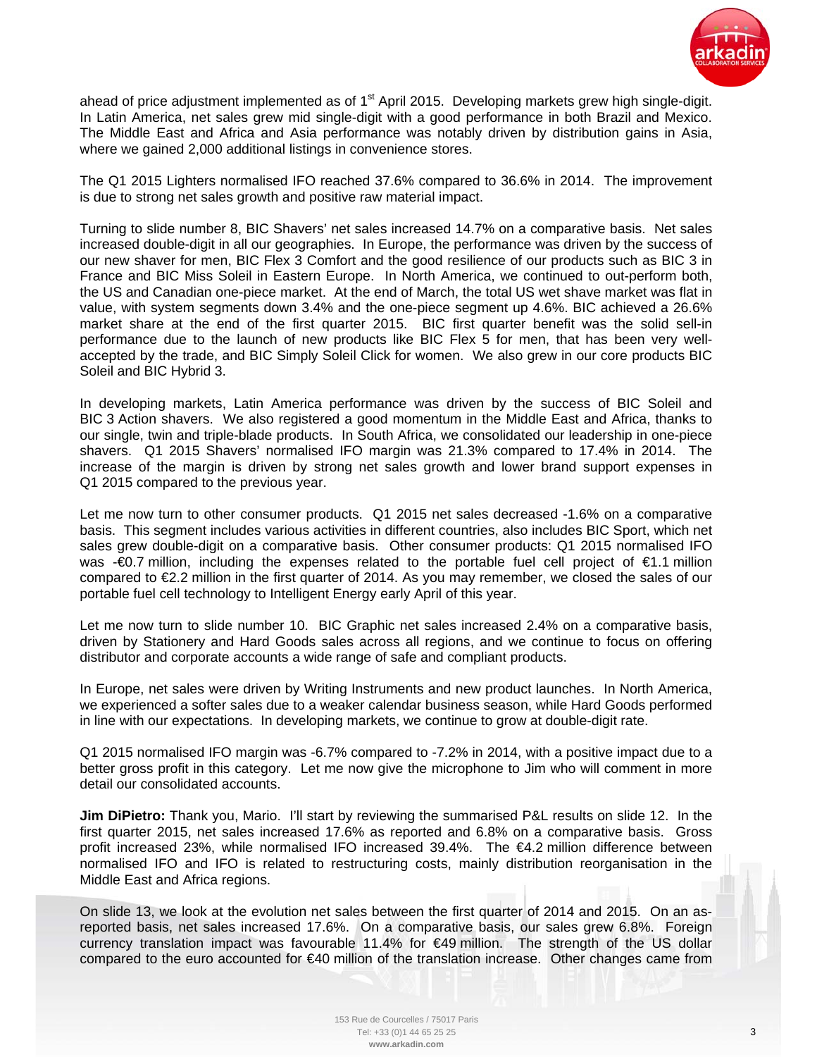ahead of price adjustment implemented as of 1st April 2015. Developing markets grew high single-digit. In Latin America, net sales grew mid single-digit with a good performance in both Brazil and Mexico. The Middle East and Africa and Asia performance was notably driven by distribution gains in Asia, where we gained 2,000 additional listings in convenience stores.

The Q1 2015 Lighters normalised IFO reached 37.6% compared to 36.6% in 2014. The improvement is due to strong net sales growth and positive raw material impact.

Turning to slide number 8, BIC Shavers' net sales increased 14.7% on a comparative basis. Net sales increased double-digit in all our geographies. In Europe, the performance was driven by the success of our new shaver for men, BIC Flex 3 Comfort and the good resilience of our products such as BIC 3 in France and BIC Miss Soleil in Eastern Europe. In North America, we continued to out-perform both, the US and Canadian one-piece market. At the end of March, the total US wet shave market was flat in value, with system segments down 3.4% and the one-piece segment up 4.6%. BIC achieved a 26.6% market share at the end of the first quarter 2015. BIC first quarter benefit was the solid sell-in performance due to the launch of new products like BIC Flex 5 for men, that has been very well-accepted by the trade, and BIC Simply Soleil Click for women. We also grew in our core products BIC Soleil and BIC Hybrid 3.

In developing markets, Latin America performance was driven by the success of BIC Soleil and BIC 3 Action shavers. We also registered a good momentum in the Middle East and Africa, thanks to our single, twin and triple-blade products. In South Africa, we consolidated our leadership in one-piece shavers. Q1 2015 Shavers' normalised IFO margin was 21.3% compared to 17.4% in 2014. The increase of the margin is driven by strong net sales growth and lower brand support expenses in Q1 2015 compared to the previous year.

Let me now turn to other consumer products. Q1 2015 net sales decreased -1.6% on a comparative basis. This segment includes various activities in different countries, also includes BIC Sport, which net sales grew double-digit on a comparative basis. Other consumer products: Q1 2015 normalised IFO was -€0.7 million, including the expenses related to the portable fuel cell project of €1.1 million compared to €2.2 million in the first quarter of 2014. As you may remember, we closed the sales of our portable fuel cell technology to Intelligent Energy early April of this year.

Let me now turn to slide number 10. BIC Graphic net sales increased 2.4% on a comparative basis, driven by Stationery and Hard Goods sales across all regions, and we continue to focus on offering distributor and corporate accounts a wide range of safe and compliant products.

In Europe, net sales were driven by Writing Instruments and new product launches. In North America, we experienced a softer sales due to a weaker calendar business season, while Hard Goods performed in line with our expectations. In developing markets, we continue to grow at double-digit rate.

Q1 2015 normalised IFO margin was -6.7% compared to -7.2% in 2014, with a positive impact due to a better gross profit in this category. Let me now give the microphone to Jim who will comment in more detail our consolidated accounts.

**Jim DiPietro:** Thank you, Mario. I'll start by reviewing the summarised P&L results on slide 12. In the first quarter 2015, net sales increased 17.6% as reported and 6.8% on a comparative basis. Gross profit increased 23%, while normalised IFO increased 39.4%. The €4.2 million difference between normalised IFO and IFO is related to restructuring costs, mainly distribution reorganisation in the Middle East and Africa regions.

On slide 13, we look at the evolution net sales between the first quarter of 2014 and 2015. On an as-reported basis, net sales increased 17.6%. On a comparative basis, our sales grew 6.8%. Foreign currency translation impact was favourable 11.4% for €49 million. The strength of the US dollar compared to the euro accounted for €40 million of the translation increase. Other changes came from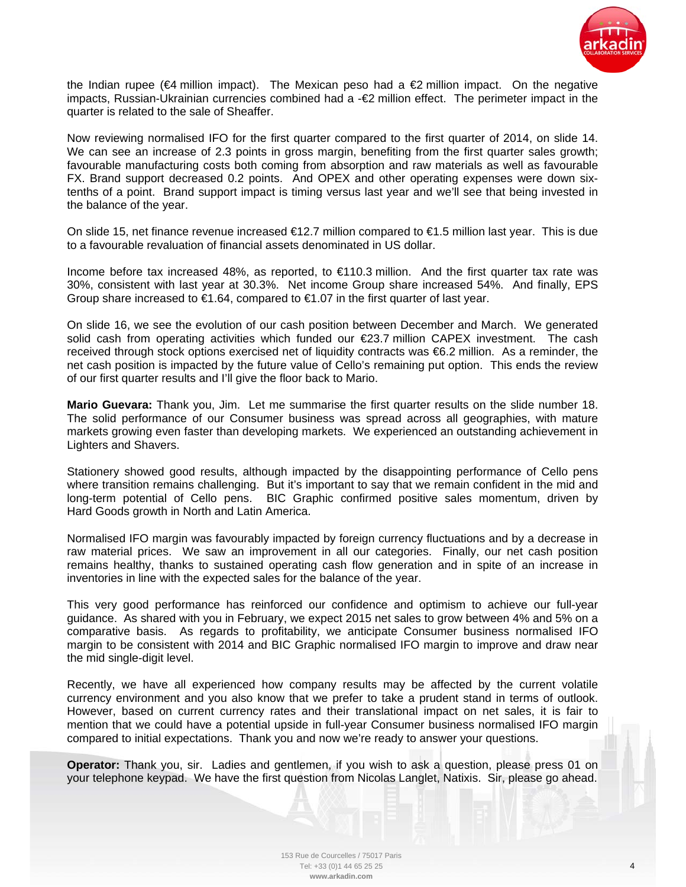the Indian rupee (€4 million impact). The Mexican peso had a €2 million impact. On the negative impacts, Russian-Ukrainian currencies combined had a -€2 million effect. The perimeter impact in the quarter is related to the sale of Sheaffer.

Now reviewing normalised IFO for the first quarter compared to the first quarter of 2014, on slide 14. We can see an increase of 2.3 points in gross margin, benefiting from the first quarter sales growth; favourable manufacturing costs both coming from absorption and raw materials as well as favourable FX. Brand support decreased 0.2 points. And OPEX and other operating expenses were down six-tenths of a point. Brand support impact is timing versus last year and we'll see that being invested in the balance of the year.

On slide 15, net finance revenue increased €12.7 million compared to €1.5 million last year. This is due to a favourable revaluation of financial assets denominated in US dollar.

Income before tax increased 48%, as reported, to €110.3 million. And the first quarter tax rate was 30%, consistent with last year at 30.3%. Net income Group share increased 54%. And finally, EPS Group share increased to €1.64, compared to €1.07 in the first quarter of last year.

On slide 16, we see the evolution of our cash position between December and March. We generated solid cash from operating activities which funded our €23.7 million CAPEX investment. The cash received through stock options exercised net of liquidity contracts was €6.2 million. As a reminder, the net cash position is impacted by the future value of Cello's remaining put option. This ends the review of our first quarter results and I'll give the floor back to Mario.

**Mario Guevara:** Thank you, Jim. Let me summarise the first quarter results on the slide number 18. The solid performance of our Consumer business was spread across all geographies, with mature markets growing even faster than developing markets. We experienced an outstanding achievement in Lighters and Shavers.

Stationery showed good results, although impacted by the disappointing performance of Cello pens where transition remains challenging. But it's important to say that we remain confident in the mid and long-term potential of Cello pens. BIC Graphic confirmed positive sales momentum, driven by Hard Goods growth in North and Latin America.

Normalised IFO margin was favourably impacted by foreign currency fluctuations and by a decrease in raw material prices. We saw an improvement in all our categories. Finally, our net cash position remains healthy, thanks to sustained operating cash flow generation and in spite of an increase in inventories in line with the expected sales for the balance of the year.

This very good performance has reinforced our confidence and optimism to achieve our full-year guidance. As shared with you in February, we expect 2015 net sales to grow between 4% and 5% on a comparative basis. As regards to profitability, we anticipate Consumer business normalised IFO margin to be consistent with 2014 and BIC Graphic normalised IFO margin to improve and draw near the mid single-digit level.

Recently, we have all experienced how company results may be affected by the current volatile currency environment and you also know that we prefer to take a prudent stand in terms of outlook. However, based on current currency rates and their translational impact on net sales, it is fair to mention that we could have a potential upside in full-year Consumer business normalised IFO margin compared to initial expectations. Thank you and now we're ready to answer your questions.

**Operator:** Thank you, sir. Ladies and gentlemen, if you wish to ask a question, please press 01 on your telephone keypad. We have the first question from Nicolas Langlet, Natixis. Sir, please go ahead.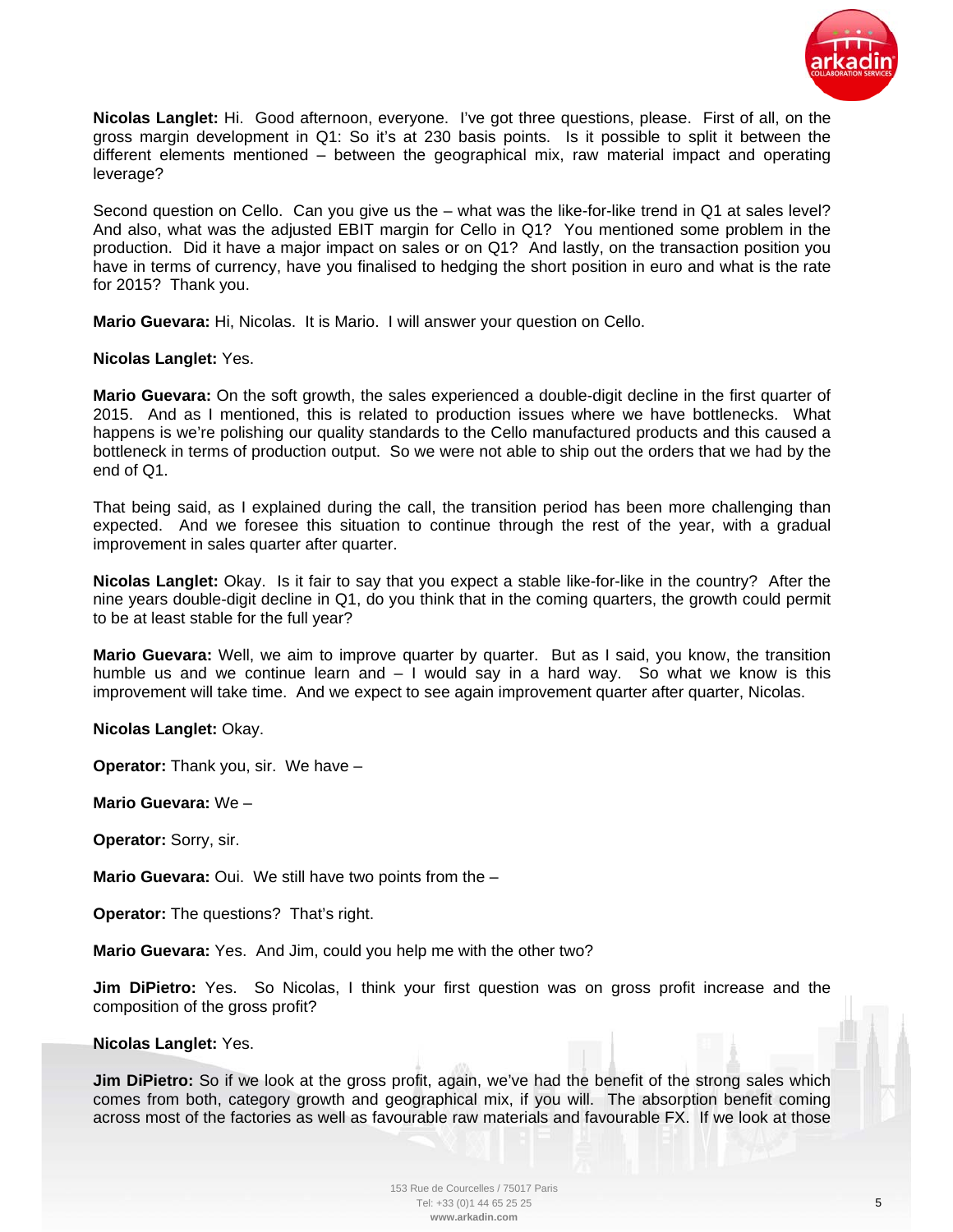**Nicolas Langlet:** Hi. Good afternoon, everyone. I've got three questions, please. First of all, on the gross margin development in Q1: So it's at 230 basis points. Is it possible to split it between the different elements mentioned – between the geographical mix, raw material impact and operating leverage?

Second question on Cello. Can you give us the – what was the like-for-like trend in Q1 at sales level? And also, what was the adjusted EBIT margin for Cello in Q1? You mentioned some problem in the production. Did it have a major impact on sales or on Q1? And lastly, on the transaction position you have in terms of currency, have you finalised to hedging the short position in euro and what is the rate for 2015? Thank you.

**Mario Guevara:** Hi, Nicolas. It is Mario. I will answer your question on Cello.

**Nicolas Langlet:** Yes.

**Mario Guevara:** On the soft growth, the sales experienced a double-digit decline in the first quarter of 2015. And as I mentioned, this is related to production issues where we have bottlenecks. What happens is we're polishing our quality standards to the Cello manufactured products and this caused a bottleneck in terms of production output. So we were not able to ship out the orders that we had by the end of Q1.

That being said, as I explained during the call, the transition period has been more challenging than expected. And we foresee this situation to continue through the rest of the year, with a gradual improvement in sales quarter after quarter.

**Nicolas Langlet:** Okay. Is it fair to say that you expect a stable like-for-like in the country? After the nine years double-digit decline in Q1, do you think that in the coming quarters, the growth could permit to be at least stable for the full year?

**Mario Guevara:** Well, we aim to improve quarter by quarter. But as I said, you know, the transition humble us and we continue learn and – I would say in a hard way. So what we know is this improvement will take time. And we expect to see again improvement quarter after quarter, Nicolas.

**Nicolas Langlet:** Okay.

**Operator:** Thank you, sir. We have –

**Mario Guevara:** We –

**Operator:** Sorry, sir.

**Mario Guevara:** Oui. We still have two points from the –

**Operator:** The questions? That's right.

**Mario Guevara:** Yes. And Jim, could you help me with the other two?

**Jim DiPietro:** Yes. So Nicolas, I think your first question was on gross profit increase and the composition of the gross profit?

**Nicolas Langlet:** Yes.

**Jim DiPietro:** So if we look at the gross profit, again, we've had the benefit of the strong sales which comes from both, category growth and geographical mix, if you will. The absorption benefit coming across most of the factories as well as favourable raw materials and favourable FX. If we look at those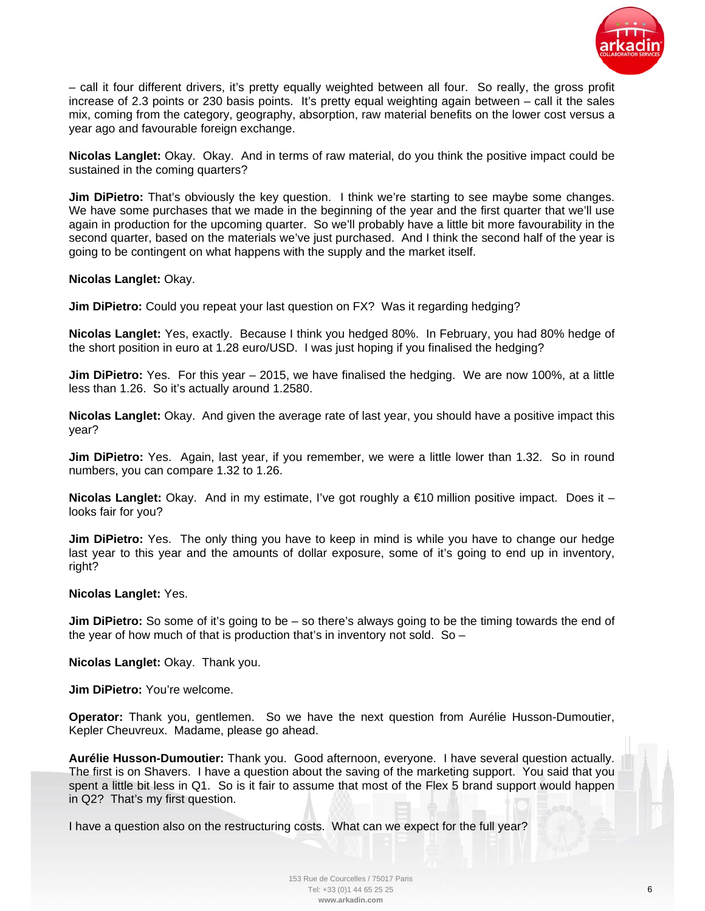– call it four different drivers, it's pretty equally weighted between all four. So really, the gross profit increase of 2.3 points or 230 basis points. It's pretty equal weighting again between – call it the sales mix, coming from the category, geography, absorption, raw material benefits on the lower cost versus a year ago and favourable foreign exchange.

**Nicolas Langlet:** Okay. Okay. And in terms of raw material, do you think the positive impact could be sustained in the coming quarters?

**Jim DiPietro:** That's obviously the key question. I think we're starting to see maybe some changes. We have some purchases that we made in the beginning of the year and the first quarter that we'll use again in production for the upcoming quarter. So we'll probably have a little bit more favourability in the second quarter, based on the materials we've just purchased. And I think the second half of the year is going to be contingent on what happens with the supply and the market itself.

**Nicolas Langlet:** Okay.

**Jim DiPietro:** Could you repeat your last question on FX? Was it regarding hedging?

**Nicolas Langlet:** Yes, exactly. Because I think you hedged 80%. In February, you had 80% hedge of the short position in euro at 1.28 euro/USD. I was just hoping if you finalised the hedging?

**Jim DiPietro:** Yes. For this year – 2015, we have finalised the hedging. We are now 100%, at a little less than 1.26. So it's actually around 1.2580.

**Nicolas Langlet:** Okay. And given the average rate of last year, you should have a positive impact this year?

**Jim DiPietro:** Yes. Again, last year, if you remember, we were a little lower than 1.32. So in round numbers, you can compare 1.32 to 1.26.

**Nicolas Langlet:** Okay. And in my estimate, I've got roughly a €10 million positive impact. Does it – looks fair for you?

**Jim DiPietro:** Yes. The only thing you have to keep in mind is while you have to change our hedge last year to this year and the amounts of dollar exposure, some of it's going to end up in inventory, right?

**Nicolas Langlet:** Yes.

**Jim DiPietro:** So some of it's going to be – so there's always going to be the timing towards the end of the year of how much of that is production that's in inventory not sold. So –

**Nicolas Langlet:** Okay. Thank you.

**Jim DiPietro:** You're welcome.

**Operator:** Thank you, gentlemen. So we have the next question from Aurélie Husson-Dumoutier, Kepler Cheuvreux. Madame, please go ahead.

**Aurélie Husson-Dumoutier:** Thank you. Good afternoon, everyone. I have several question actually. The first is on Shavers. I have a question about the saving of the marketing support. You said that you spent a little bit less in Q1. So is it fair to assume that most of the Flex 5 brand support would happen in Q2? That's my first question.

I have a question also on the restructuring costs. What can we expect for the full year?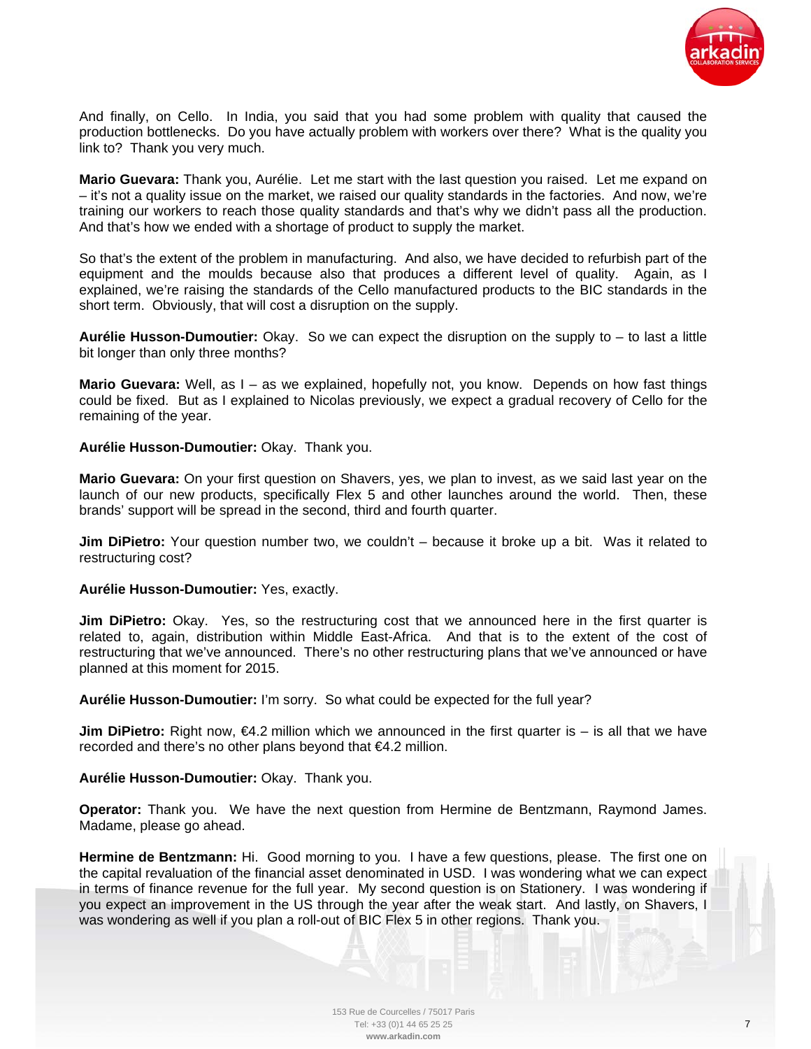And finally, on Cello. In India, you said that you had some problem with quality that caused the production bottlenecks. Do you have actually problem with workers over there? What is the quality you link to? Thank you very much.

**Mario Guevara:** Thank you, Aurélie. Let me start with the last question you raised. Let me expand on – it's not a quality issue on the market, we raised our quality standards in the factories. And now, we're training our workers to reach those quality standards and that's why we didn't pass all the production. And that's how we ended with a shortage of product to supply the market.

So that's the extent of the problem in manufacturing. And also, we have decided to refurbish part of the equipment and the moulds because also that produces a different level of quality. Again, as I explained, we're raising the standards of the Cello manufactured products to the BIC standards in the short term. Obviously, that will cost a disruption on the supply.

**Aurélie Husson-Dumoutier:** Okay. So we can expect the disruption on the supply to – to last a little bit longer than only three months?

**Mario Guevara:** Well, as I – as we explained, hopefully not, you know. Depends on how fast things could be fixed. But as I explained to Nicolas previously, we expect a gradual recovery of Cello for the remaining of the year.

**Aurélie Husson-Dumoutier:** Okay. Thank you.

**Mario Guevara:** On your first question on Shavers, yes, we plan to invest, as we said last year on the launch of our new products, specifically Flex 5 and other launches around the world. Then, these brands' support will be spread in the second, third and fourth quarter.

**Jim DiPietro:** Your question number two, we couldn't – because it broke up a bit. Was it related to restructuring cost?

**Aurélie Husson-Dumoutier:** Yes, exactly.

**Jim DiPietro:** Okay. Yes, so the restructuring cost that we announced here in the first quarter is related to, again, distribution within Middle East-Africa. And that is to the extent of the cost of restructuring that we've announced. There's no other restructuring plans that we've announced or have planned at this moment for 2015.

**Aurélie Husson-Dumoutier:** I'm sorry. So what could be expected for the full year?

**Jim DiPietro:** Right now, €4.2 million which we announced in the first quarter is – is all that we have recorded and there's no other plans beyond that €4.2 million.

**Aurélie Husson-Dumoutier:** Okay. Thank you.

**Operator:** Thank you. We have the next question from Hermine de Bentzmann, Raymond James. Madame, please go ahead.

**Hermine de Bentzmann:** Hi. Good morning to you. I have a few questions, please. The first one on the capital revaluation of the financial asset denominated in USD. I was wondering what we can expect in terms of finance revenue for the full year. My second question is on Stationery. I was wondering if you expect an improvement in the US through the year after the weak start. And lastly, on Shavers, I was wondering as well if you plan a roll-out of BIC Flex 5 in other regions. Thank you.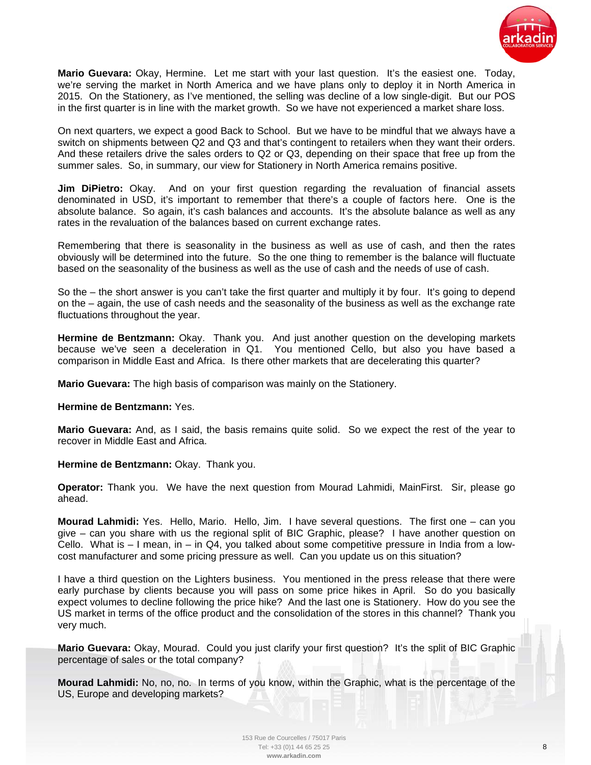**Mario Guevara:** Okay, Hermine. Let me start with your last question. It's the easiest one. Today, we're serving the market in North America and we have plans only to deploy it in North America in 2015. On the Stationery, as I've mentioned, the selling was decline of a low single-digit. But our POS in the first quarter is in line with the market growth. So we have not experienced a market share loss.

On next quarters, we expect a good Back to School. But we have to be mindful that we always have a switch on shipments between Q2 and Q3 and that's contingent to retailers when they want their orders. And these retailers drive the sales orders to Q2 or Q3, depending on their space that free up from the summer sales. So, in summary, our view for Stationery in North America remains positive.

**Jim DiPietro:** Okay. And on your first question regarding the revaluation of financial assets denominated in USD, it's important to remember that there's a couple of factors here. One is the absolute balance. So again, it's cash balances and accounts. It's the absolute balance as well as any rates in the revaluation of the balances based on current exchange rates.

Remembering that there is seasonality in the business as well as use of cash, and then the rates obviously will be determined into the future. So the one thing to remember is the balance will fluctuate based on the seasonality of the business as well as the use of cash and the needs of use of cash.

So the – the short answer is you can't take the first quarter and multiply it by four. It's going to depend on the – again, the use of cash needs and the seasonality of the business as well as the exchange rate fluctuations throughout the year.

**Hermine de Bentzmann:** Okay. Thank you. And just another question on the developing markets because we've seen a deceleration in Q1. You mentioned Cello, but also you have based a comparison in Middle East and Africa. Is there other markets that are decelerating this quarter?

**Mario Guevara:** The high basis of comparison was mainly on the Stationery.

**Hermine de Bentzmann:** Yes.

**Mario Guevara:** And, as I said, the basis remains quite solid. So we expect the rest of the year to recover in Middle East and Africa.

**Hermine de Bentzmann:** Okay. Thank you.

**Operator:** Thank you. We have the next question from Mourad Lahmidi, MainFirst. Sir, please go ahead.

**Mourad Lahmidi:** Yes. Hello, Mario. Hello, Jim. I have several questions. The first one – can you give – can you share with us the regional split of BIC Graphic, please? I have another question on Cello. What is – I mean, in – in Q4, you talked about some competitive pressure in India from a low-cost manufacturer and some pricing pressure as well. Can you update us on this situation?

I have a third question on the Lighters business. You mentioned in the press release that there were early purchase by clients because you will pass on some price hikes in April. So do you basically expect volumes to decline following the price hike? And the last one is Stationery. How do you see the US market in terms of the office product and the consolidation of the stores in this channel? Thank you very much.

**Mario Guevara:** Okay, Mourad. Could you just clarify your first question? It's the split of BIC Graphic percentage of sales or the total company?

**Mourad Lahmidi:** No, no, no. In terms of you know, within the Graphic, what is the percentage of the US, Europe and developing markets?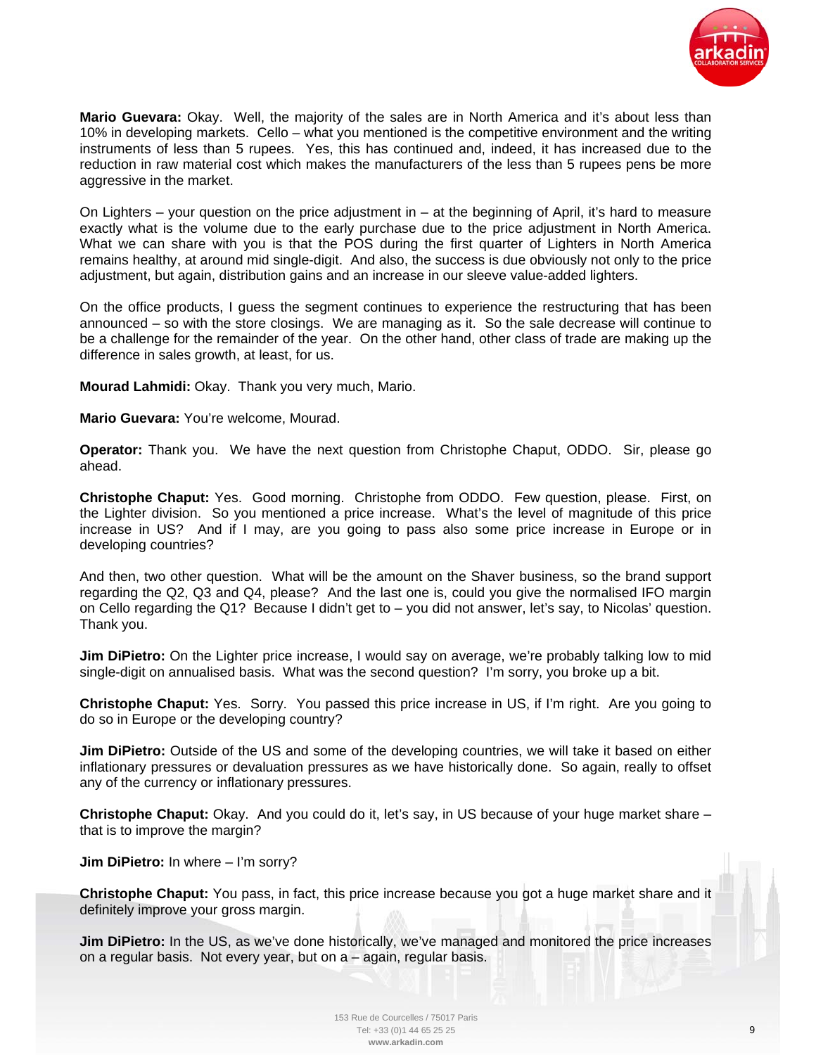**Mario Guevara:** Okay. Well, the majority of the sales are in North America and it's about less than 10% in developing markets. Cello – what you mentioned is the competitive environment and the writing instruments of less than 5 rupees. Yes, this has continued and, indeed, it has increased due to the reduction in raw material cost which makes the manufacturers of the less than 5 rupees pens be more aggressive in the market.

On Lighters – your question on the price adjustment in – at the beginning of April, it's hard to measure exactly what is the volume due to the early purchase due to the price adjustment in North America. What we can share with you is that the POS during the first quarter of Lighters in North America remains healthy, at around mid single-digit. And also, the success is due obviously not only to the price adjustment, but again, distribution gains and an increase in our sleeve value-added lighters.

On the office products, I guess the segment continues to experience the restructuring that has been announced – so with the store closings. We are managing as it. So the sale decrease will continue to be a challenge for the remainder of the year. On the other hand, other class of trade are making up the difference in sales growth, at least, for us.

**Mourad Lahmidi:** Okay. Thank you very much, Mario.

**Mario Guevara:** You're welcome, Mourad.

**Operator:** Thank you. We have the next question from Christophe Chaput, ODDO. Sir, please go ahead.

**Christophe Chaput:** Yes. Good morning. Christophe from ODDO. Few question, please. First, on the Lighter division. So you mentioned a price increase. What's the level of magnitude of this price increase in US? And if I may, are you going to pass also some price increase in Europe or in developing countries?

And then, two other question. What will be the amount on the Shaver business, so the brand support regarding the Q2, Q3 and Q4, please? And the last one is, could you give the normalised IFO margin on Cello regarding the Q1? Because I didn't get to – you did not answer, let's say, to Nicolas' question. Thank you.

**Jim DiPietro:** On the Lighter price increase, I would say on average, we're probably talking low to mid single-digit on annualised basis. What was the second question? I'm sorry, you broke up a bit.

**Christophe Chaput:** Yes. Sorry. You passed this price increase in US, if I'm right. Are you going to do so in Europe or the developing country?

**Jim DiPietro:** Outside of the US and some of the developing countries, we will take it based on either inflationary pressures or devaluation pressures as we have historically done. So again, really to offset any of the currency or inflationary pressures.

**Christophe Chaput:** Okay. And you could do it, let's say, in US because of your huge market share – that is to improve the margin?

**Jim DiPietro:** In where – I'm sorry?

**Christophe Chaput:** You pass, in fact, this price increase because you got a huge market share and it definitely improve your gross margin.

**Jim DiPietro:** In the US, as we've done historically, we've managed and monitored the price increases on a regular basis. Not every year, but on a – again, regular basis.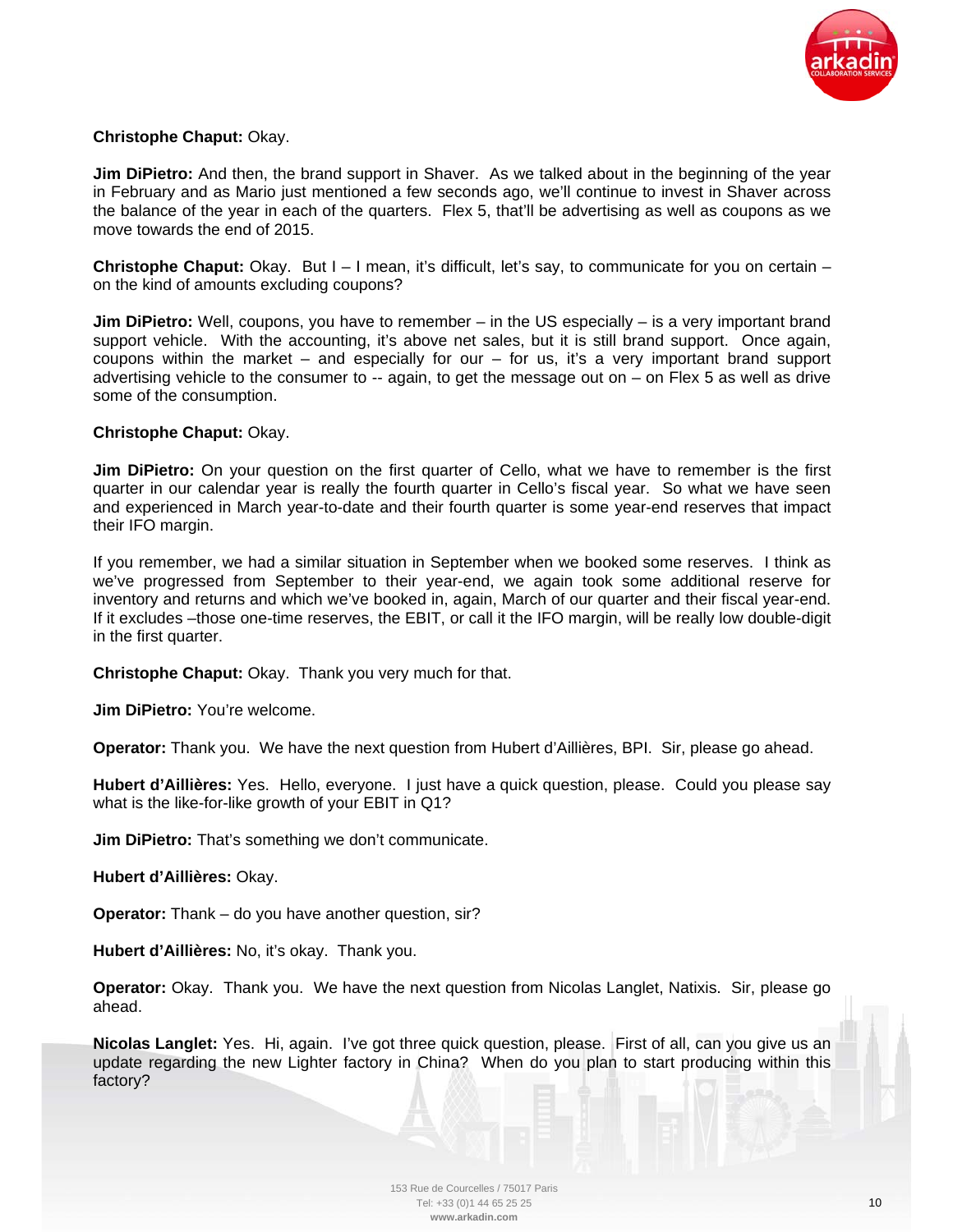**Christophe Chaput:** Okay.

**Jim DiPietro:** And then, the brand support in Shaver. As we talked about in the beginning of the year in February and as Mario just mentioned a few seconds ago, we'll continue to invest in Shaver across the balance of the year in each of the quarters. Flex 5, that'll be advertising as well as coupons as we move towards the end of 2015.

**Christophe Chaput:** Okay. But I – I mean, it's difficult, let's say, to communicate for you on certain – on the kind of amounts excluding coupons?

**Jim DiPietro:** Well, coupons, you have to remember – in the US especially – is a very important brand support vehicle. With the accounting, it's above net sales, but it is still brand support. Once again, coupons within the market – and especially for our – for us, it's a very important brand support advertising vehicle to the consumer to -- again, to get the message out on – on Flex 5 as well as drive some of the consumption.

**Christophe Chaput:** Okay.

**Jim DiPietro:** On your question on the first quarter of Cello, what we have to remember is the first quarter in our calendar year is really the fourth quarter in Cello's fiscal year. So what we have seen and experienced in March year-to-date and their fourth quarter is some year-end reserves that impact their IFO margin.

If you remember, we had a similar situation in September when we booked some reserves. I think as we've progressed from September to their year-end, we again took some additional reserve for inventory and returns and which we've booked in, again, March of our quarter and their fiscal year-end. If it excludes –those one-time reserves, the EBIT, or call it the IFO margin, will be really low double-digit in the first quarter.

**Christophe Chaput:** Okay. Thank you very much for that.

**Jim DiPietro:** You're welcome.

**Operator:** Thank you. We have the next question from Hubert d'Aillières, BPI. Sir, please go ahead.

**Hubert d'Aillières:** Yes. Hello, everyone. I just have a quick question, please. Could you please say what is the like-for-like growth of your EBIT in Q1?

**Jim DiPietro:** That's something we don't communicate.

**Hubert d'Aillières:** Okay.

**Operator:** Thank – do you have another question, sir?

**Hubert d'Aillières:** No, it's okay. Thank you.

**Operator:** Okay. Thank you. We have the next question from Nicolas Langlet, Natixis. Sir, please go ahead.

**Nicolas Langlet:** Yes. Hi, again. I've got three quick question, please. First of all, can you give us an update regarding the new Lighter factory in China? When do you plan to start producing within this factory?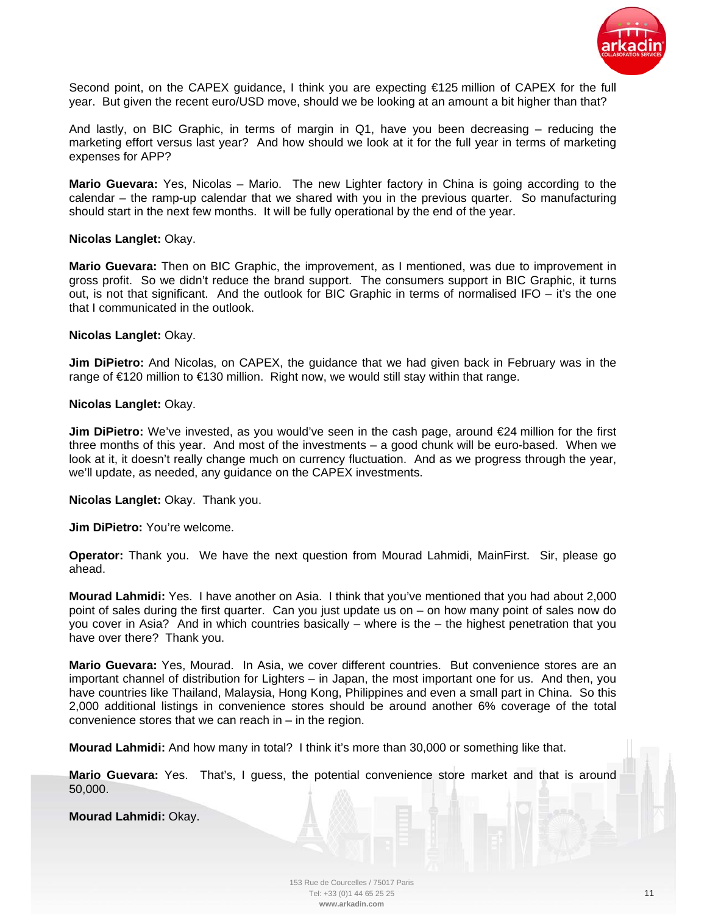Second point, on the CAPEX guidance, I think you are expecting €125 million of CAPEX for the full year. But given the recent euro/USD move, should we be looking at an amount a bit higher than that?

And lastly, on BIC Graphic, in terms of margin in Q1, have you been decreasing – reducing the marketing effort versus last year? And how should we look at it for the full year in terms of marketing expenses for APP?

**Mario Guevara:** Yes, Nicolas – Mario. The new Lighter factory in China is going according to the calendar – the ramp-up calendar that we shared with you in the previous quarter. So manufacturing should start in the next few months. It will be fully operational by the end of the year.

**Nicolas Langlet:** Okay.

**Mario Guevara:** Then on BIC Graphic, the improvement, as I mentioned, was due to improvement in gross profit. So we didn't reduce the brand support. The consumers support in BIC Graphic, it turns out, is not that significant. And the outlook for BIC Graphic in terms of normalised IFO – it's the one that I communicated in the outlook.

**Nicolas Langlet:** Okay.

**Jim DiPietro:** And Nicolas, on CAPEX, the guidance that we had given back in February was in the range of €120 million to €130 million. Right now, we would still stay within that range.

**Nicolas Langlet:** Okay.

**Jim DiPietro:** We've invested, as you would've seen in the cash page, around €24 million for the first three months of this year. And most of the investments – a good chunk will be euro-based. When we look at it, it doesn't really change much on currency fluctuation. And as we progress through the year, we'll update, as needed, any guidance on the CAPEX investments.

**Nicolas Langlet:** Okay. Thank you.

**Jim DiPietro:** You're welcome.

**Operator:** Thank you. We have the next question from Mourad Lahmidi, MainFirst. Sir, please go ahead.

**Mourad Lahmidi:** Yes. I have another on Asia. I think that you've mentioned that you had about 2,000 point of sales during the first quarter. Can you just update us on – on how many point of sales now do you cover in Asia? And in which countries basically – where is the – the highest penetration that you have over there? Thank you.

**Mario Guevara:** Yes, Mourad. In Asia, we cover different countries. But convenience stores are an important channel of distribution for Lighters – in Japan, the most important one for us. And then, you have countries like Thailand, Malaysia, Hong Kong, Philippines and even a small part in China. So this 2,000 additional listings in convenience stores should be around another 6% coverage of the total convenience stores that we can reach in – in the region.

**Mourad Lahmidi:** And how many in total? I think it's more than 30,000 or something like that.

**Mario Guevara:** Yes. That's, I guess, the potential convenience store market and that is around 50,000.

**Mourad Lahmidi:** Okay.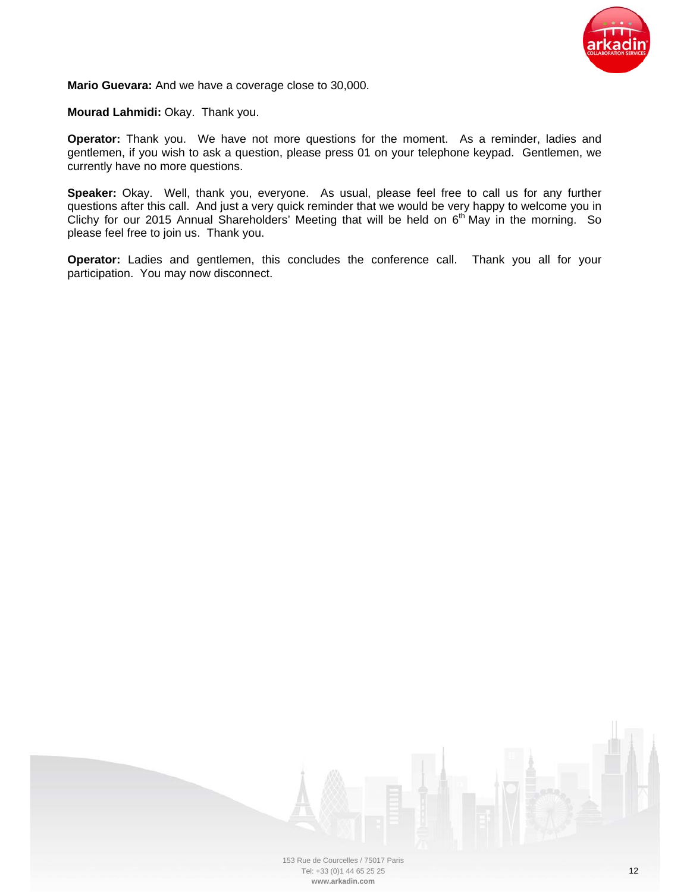**Mario Guevara:** And we have a coverage close to 30,000.

**Mourad Lahmidi:** Okay. Thank you.

**Operator:** Thank you. We have not more questions for the moment. As a reminder, ladies and gentlemen, if you wish to ask a question, please press 01 on your telephone keypad. Gentlemen, we currently have no more questions.

**Speaker:** Okay. Well, thank you, everyone. As usual, please feel free to call us for any further questions after this call. And just a very quick reminder that we would be very happy to welcome you in Clichy for our 2015 Annual Shareholders' Meeting that will be held on 6th May in the morning. So please feel free to join us. Thank you.

**Operator:** Ladies and gentlemen, this concludes the conference call. Thank you all for your participation. You may now disconnect.